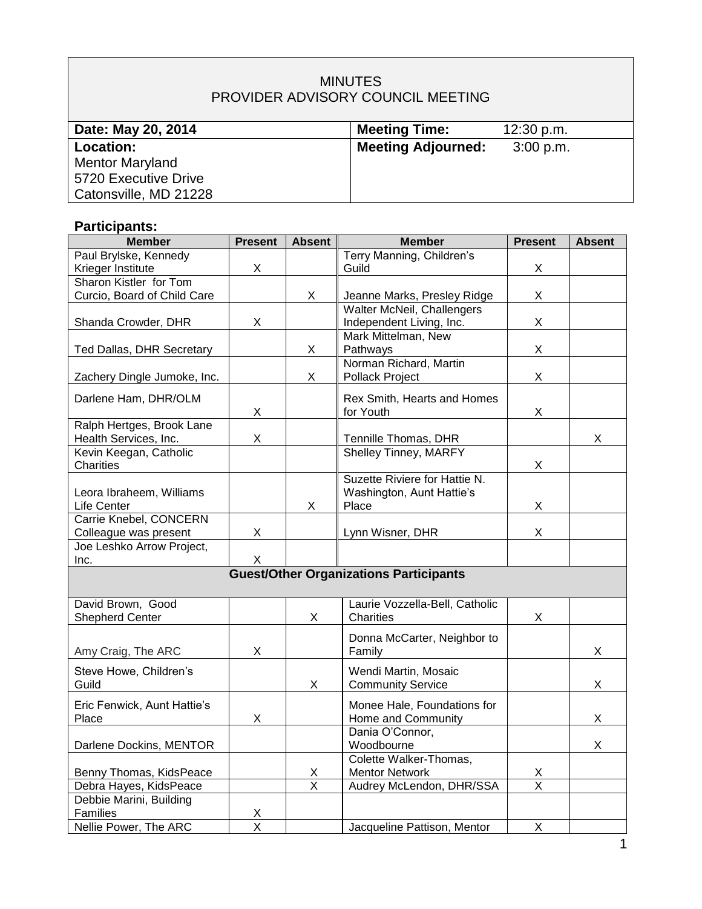# MINUTES
# PROVIDER ADVISORY COUNCIL MEETING

| **Date: May 20, 2014** | **Meeting Time:** 12:30 p.m. |
|---|---|
| **Location:**<br>Mentor Maryland<br>5720 Executive Drive<br>Catonsville, MD 21228 | **Meeting Adjourned:** 3:00 p.m. |

## Participants:

| Member | Present | Absent | Member | Present | Absent |
|---|---|---|---|---|---|
| Paul Brylske, Kennedy Krieger Institute | X | | Terry Manning, Children's Guild | X | |
| Sharon Kistler for Tom Curcio, Board of Child Care | | X | Jeanne Marks, Presley Ridge | X | |
| Shanda Crowder, DHR | X | | Walter McNeil, Challengers Independent Living, Inc. | X | |
| Ted Dallas, DHR Secretary | | X | Mark Mittelman, New Pathways | X | |
| Zachery Dingle Jumoke, Inc. | | X | Norman Richard, Martin Pollack Project | X | |
| Darlene Ham, DHR/OLM | X | | Rex Smith, Hearts and Homes for Youth | X | |
| Ralph Hertges, Brook Lane Health Services, Inc. | X | | Tennille Thomas, DHR | | X |
| Kevin Keegan, Catholic Charities | | | Shelley Tinney, MARFY | X | |
| Leora Ibraheem, Williams Life Center | | X | Suzette Riviere for Hattie N. Washington, Aunt Hattie's Place | X | |
| Carrie Knebel, CONCERN Colleague was present | X | | Lynn Wisner, DHR | X | |
| Joe Leshko Arrow Project, Inc. | X | | | | |
| **Guest/Other Organizations Participants** | | | | | |
| David Brown, Good Shepherd Center | | X | Laurie Vozzella-Bell, Catholic Charities | X | |
| Amy Craig, The ARC | X | | Donna McCarter, Neighbor to Family | | X |
| Steve Howe, Children's Guild | | X | Wendi Martin, Mosaic Community Service | | X |
| Eric Fenwick, Aunt Hattie's Place | X | | Monee Hale, Foundations for Home and Community | | X |
| Darlene Dockins, MENTOR | | | Dania O'Connor, Woodbourne | | X |
| Benny Thomas, KidsPeace | | X | Colette Walker-Thomas, Mentor Network | X | |
| Debra Hayes, KidsPeace | | X | Audrey McLendon, DHR/SSA | X | |
| Debbie Marini, Building Families | X | | | | |
| Nellie Power, The ARC | X | | Jacqueline Pattison, Mentor | X | |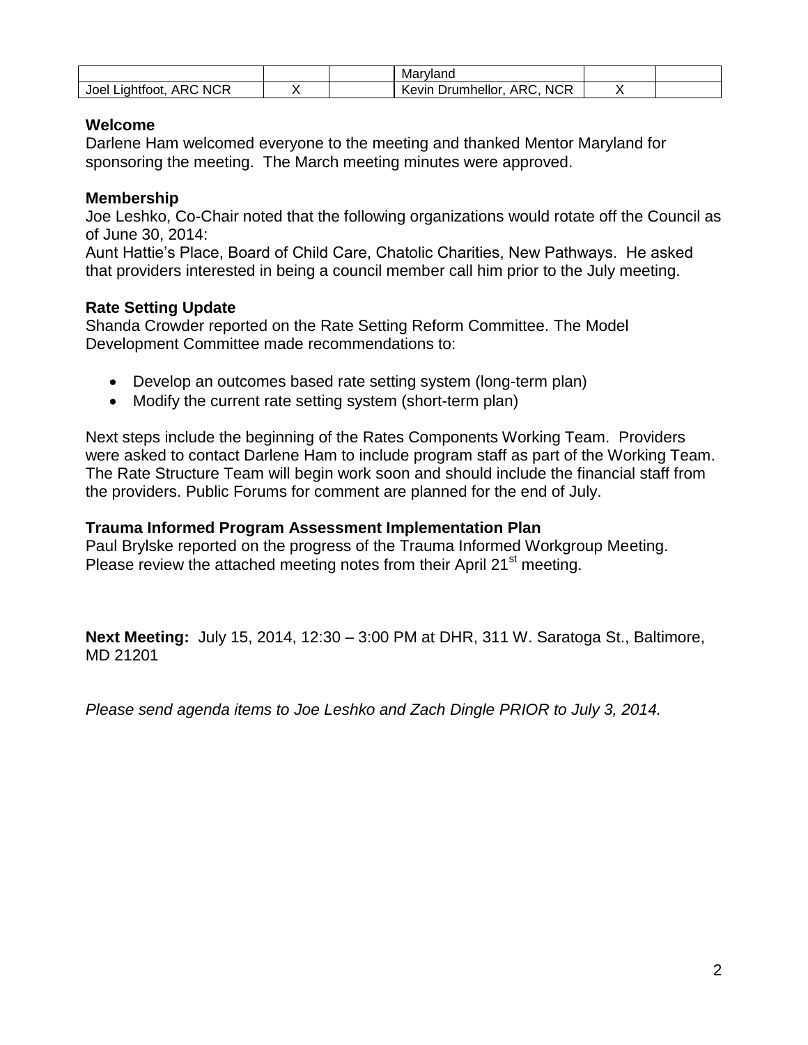| | | | | | |
|---|---|---|---|---|---|
| | | | Maryland | | |
| Joel Lightfoot, ARC NCR | X | | Kevin Drumhellor, ARC, NCR | X | |

**Welcome**
Darlene Ham welcomed everyone to the meeting and thanked Mentor Maryland for sponsoring the meeting. The March meeting minutes were approved.

**Membership**
Joe Leshko, Co-Chair noted that the following organizations would rotate off the Council as of June 30, 2014:
Aunt Hattie's Place, Board of Child Care, Chatolic Charities, New Pathways. He asked that providers interested in being a council member call him prior to the July meeting.

**Rate Setting Update**
Shanda Crowder reported on the Rate Setting Reform Committee. The Model Development Committee made recommendations to:

- Develop an outcomes based rate setting system (long-term plan)
- Modify the current rate setting system (short-term plan)

Next steps include the beginning of the Rates Components Working Team. Providers were asked to contact Darlene Ham to include program staff as part of the Working Team. The Rate Structure Team will begin work soon and should include the financial staff from the providers. Public Forums for comment are planned for the end of July.

**Trauma Informed Program Assessment Implementation Plan**
Paul Brylske reported on the progress of the Trauma Informed Workgroup Meeting. Please review the attached meeting notes from their April 21st meeting.

**Next Meeting:** July 15, 2014, 12:30 – 3:00 PM at DHR, 311 W. Saratoga St., Baltimore, MD 21201

*Please send agenda items to Joe Leshko and Zach Dingle PRIOR to July 3, 2014.*